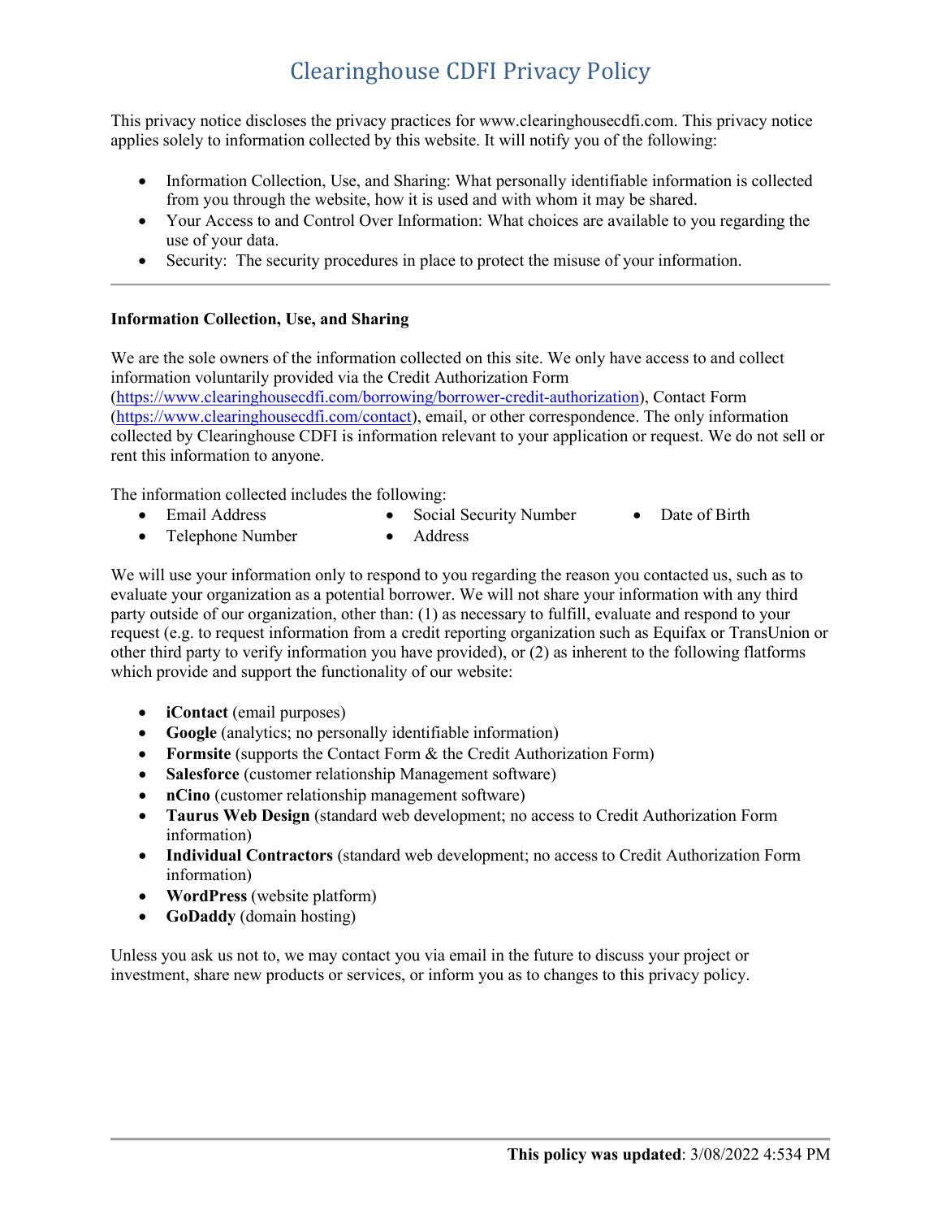# Clearinghouse CDFI Privacy Policy

This privacy notice discloses the privacy practices for www.clearinghousecdfi.com. This privacy notice applies solely to information collected by this website. It will notify you of the following:

- Information Collection, Use, and Sharing: What personally identifiable information is collected from you through the website, how it is used and with whom it may be shared.
- Your Access to and Control Over Information: What choices are available to you regarding the use of your data.
- Security: The security procedures in place to protect the misuse of your information.

---

**Information Collection, Use, and Sharing**

We are the sole owners of the information collected on this site. We only have access to and collect information voluntarily provided via the Credit Authorization Form (https://www.clearinghousecdfi.com/borrowing/borrower-credit-authorization), Contact Form (https://www.clearinghousecdfi.com/contact), email, or other correspondence. The only information collected by Clearinghouse CDFI is information relevant to your application or request. We do not sell or rent this information to anyone.

The information collected includes the following:

- Email Address
- Telephone Number
- Social Security Number
- Address
- Date of Birth

We will use your information only to respond to you regarding the reason you contacted us, such as to evaluate your organization as a potential borrower. We will not share your information with any third party outside of our organization, other than: (1) as necessary to fulfill, evaluate and respond to your request (e.g. to request information from a credit reporting organization such as Equifax or TransUnion or other third party to verify information you have provided), or (2) as inherent to the following flatforms which provide and support the functionality of our website:

- **iContact** (email purposes)
- **Google** (analytics; no personally identifiable information)
- **Formsite** (supports the Contact Form & the Credit Authorization Form)
- **Salesforce** (customer relationship Management software)
- **nCino** (customer relationship management software)
- **Taurus Web Design** (standard web development; no access to Credit Authorization Form information)
- **Individual Contractors** (standard web development; no access to Credit Authorization Form information)
- **WordPress** (website platform)
- **GoDaddy** (domain hosting)

Unless you ask us not to, we may contact you via email in the future to discuss your project or investment, share new products or services, or inform you as to changes to this privacy policy.

---

**This policy was updated**: 3/08/2022 4:534 PM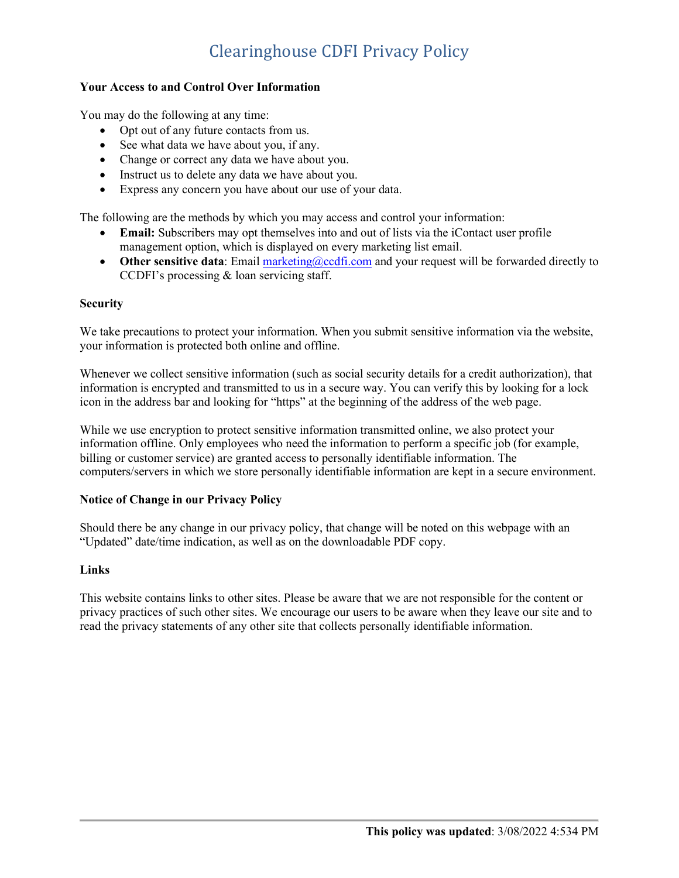# Clearinghouse CDFI Privacy Policy

**Your Access to and Control Over Information**

You may do the following at any time:

- Opt out of any future contacts from us.
- See what data we have about you, if any.
- Change or correct any data we have about you.
- Instruct us to delete any data we have about you.
- Express any concern you have about our use of your data.

The following are the methods by which you may access and control your information:

- **Email:** Subscribers may opt themselves into and out of lists via the iContact user profile management option, which is displayed on every marketing list email.
- **Other sensitive data**: Email marketing@ccdfi.com and your request will be forwarded directly to CCDFI's processing & loan servicing staff.

**Security**

We take precautions to protect your information. When you submit sensitive information via the website, your information is protected both online and offline.

Whenever we collect sensitive information (such as social security details for a credit authorization), that information is encrypted and transmitted to us in a secure way. You can verify this by looking for a lock icon in the address bar and looking for "https" at the beginning of the address of the web page.

While we use encryption to protect sensitive information transmitted online, we also protect your information offline. Only employees who need the information to perform a specific job (for example, billing or customer service) are granted access to personally identifiable information. The computers/servers in which we store personally identifiable information are kept in a secure environment.

**Notice of Change in our Privacy Policy**

Should there be any change in our privacy policy, that change will be noted on this webpage with an "Updated" date/time indication, as well as on the downloadable PDF copy.

**Links**

This website contains links to other sites. Please be aware that we are not responsible for the content or privacy practices of such other sites. We encourage our users to be aware when they leave our site and to read the privacy statements of any other site that collects personally identifiable information.

---

**This policy was updated**: 3/08/2022 4:534 PM